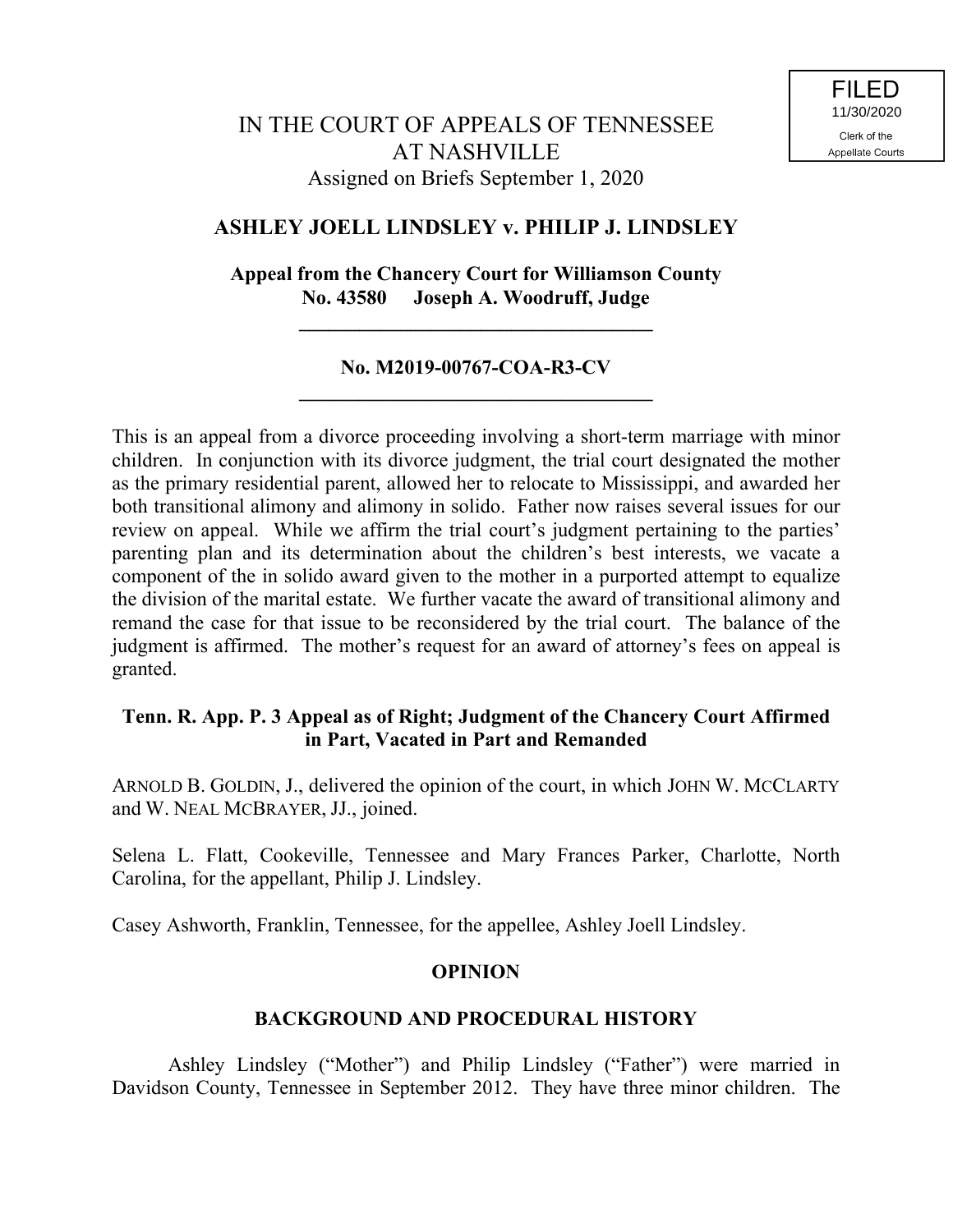FILED
11/30/2020
Clerk of the
Appellate Courts

IN THE COURT OF APPEALS OF TENNESSEE
AT NASHVILLE
Assigned on Briefs September 1, 2020

**ASHLEY JOELL LINDSLEY v. PHILIP J. LINDSLEY**

**Appeal from the Chancery Court for Williamson County**
**No. 43580 Joseph A. Woodruff, Judge**

---

**No. M2019-00767-COA-R3-CV**

---

This is an appeal from a divorce proceeding involving a short-term marriage with minor children. In conjunction with its divorce judgment, the trial court designated the mother as the primary residential parent, allowed her to relocate to Mississippi, and awarded her both transitional alimony and alimony in solido. Father now raises several issues for our review on appeal. While we affirm the trial court's judgment pertaining to the parties' parenting plan and its determination about the children's best interests, we vacate a component of the in solido award given to the mother in a purported attempt to equalize the division of the marital estate. We further vacate the award of transitional alimony and remand the case for that issue to be reconsidered by the trial court. The balance of the judgment is affirmed. The mother's request for an award of attorney's fees on appeal is granted.

**Tenn. R. App. P. 3 Appeal as of Right; Judgment of the Chancery Court Affirmed in Part, Vacated in Part and Remanded**

ARNOLD B. GOLDIN, J., delivered the opinion of the court, in which JOHN W. MCCLARTY and W. NEAL MCBRAYER, JJ., joined.

Selena L. Flatt, Cookeville, Tennessee and Mary Frances Parker, Charlotte, North Carolina, for the appellant, Philip J. Lindsley.

Casey Ashworth, Franklin, Tennessee, for the appellee, Ashley Joell Lindsley.

## OPINION

### BACKGROUND AND PROCEDURAL HISTORY

Ashley Lindsley ("Mother") and Philip Lindsley ("Father") were married in Davidson County, Tennessee in September 2012. They have three minor children. The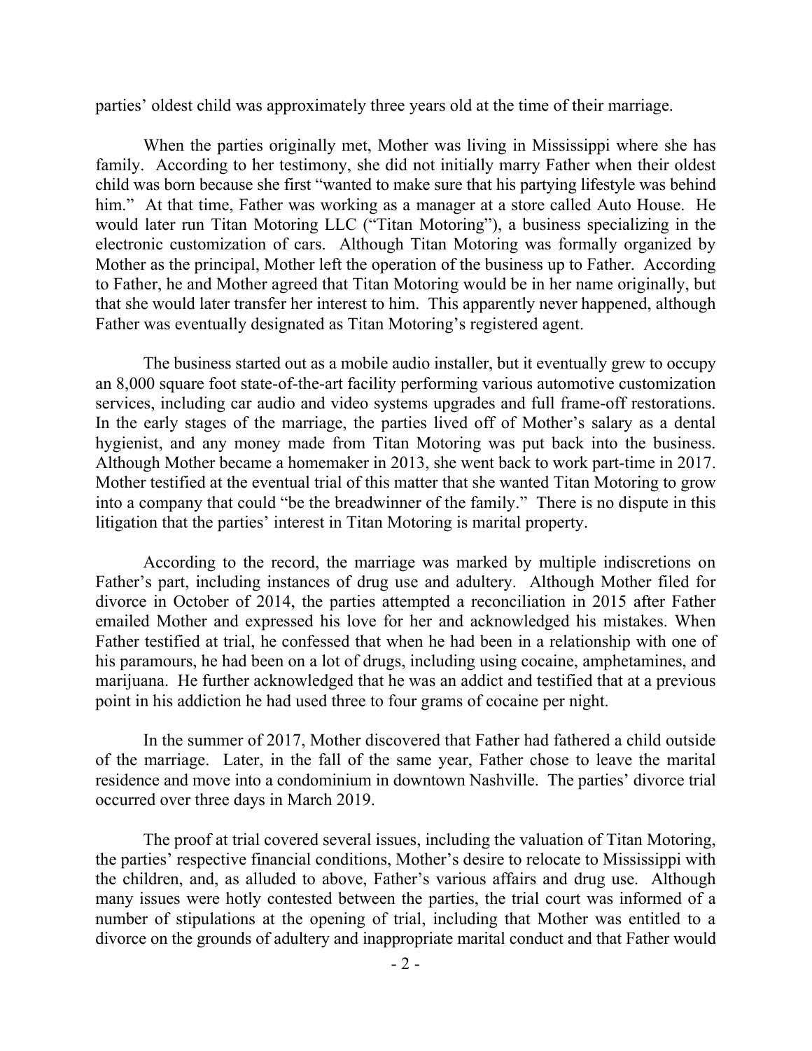parties' oldest child was approximately three years old at the time of their marriage.

When the parties originally met, Mother was living in Mississippi where she has family. According to her testimony, she did not initially marry Father when their oldest child was born because she first "wanted to make sure that his partying lifestyle was behind him." At that time, Father was working as a manager at a store called Auto House. He would later run Titan Motoring LLC ("Titan Motoring"), a business specializing in the electronic customization of cars. Although Titan Motoring was formally organized by Mother as the principal, Mother left the operation of the business up to Father. According to Father, he and Mother agreed that Titan Motoring would be in her name originally, but that she would later transfer her interest to him. This apparently never happened, although Father was eventually designated as Titan Motoring's registered agent.

The business started out as a mobile audio installer, but it eventually grew to occupy an 8,000 square foot state-of-the-art facility performing various automotive customization services, including car audio and video systems upgrades and full frame-off restorations. In the early stages of the marriage, the parties lived off of Mother's salary as a dental hygienist, and any money made from Titan Motoring was put back into the business. Although Mother became a homemaker in 2013, she went back to work part-time in 2017. Mother testified at the eventual trial of this matter that she wanted Titan Motoring to grow into a company that could "be the breadwinner of the family." There is no dispute in this litigation that the parties' interest in Titan Motoring is marital property.

According to the record, the marriage was marked by multiple indiscretions on Father's part, including instances of drug use and adultery. Although Mother filed for divorce in October of 2014, the parties attempted a reconciliation in 2015 after Father emailed Mother and expressed his love for her and acknowledged his mistakes. When Father testified at trial, he confessed that when he had been in a relationship with one of his paramours, he had been on a lot of drugs, including using cocaine, amphetamines, and marijuana. He further acknowledged that he was an addict and testified that at a previous point in his addiction he had used three to four grams of cocaine per night.

In the summer of 2017, Mother discovered that Father had fathered a child outside of the marriage. Later, in the fall of the same year, Father chose to leave the marital residence and move into a condominium in downtown Nashville. The parties' divorce trial occurred over three days in March 2019.

The proof at trial covered several issues, including the valuation of Titan Motoring, the parties' respective financial conditions, Mother's desire to relocate to Mississippi with the children, and, as alluded to above, Father's various affairs and drug use. Although many issues were hotly contested between the parties, the trial court was informed of a number of stipulations at the opening of trial, including that Mother was entitled to a divorce on the grounds of adultery and inappropriate marital conduct and that Father would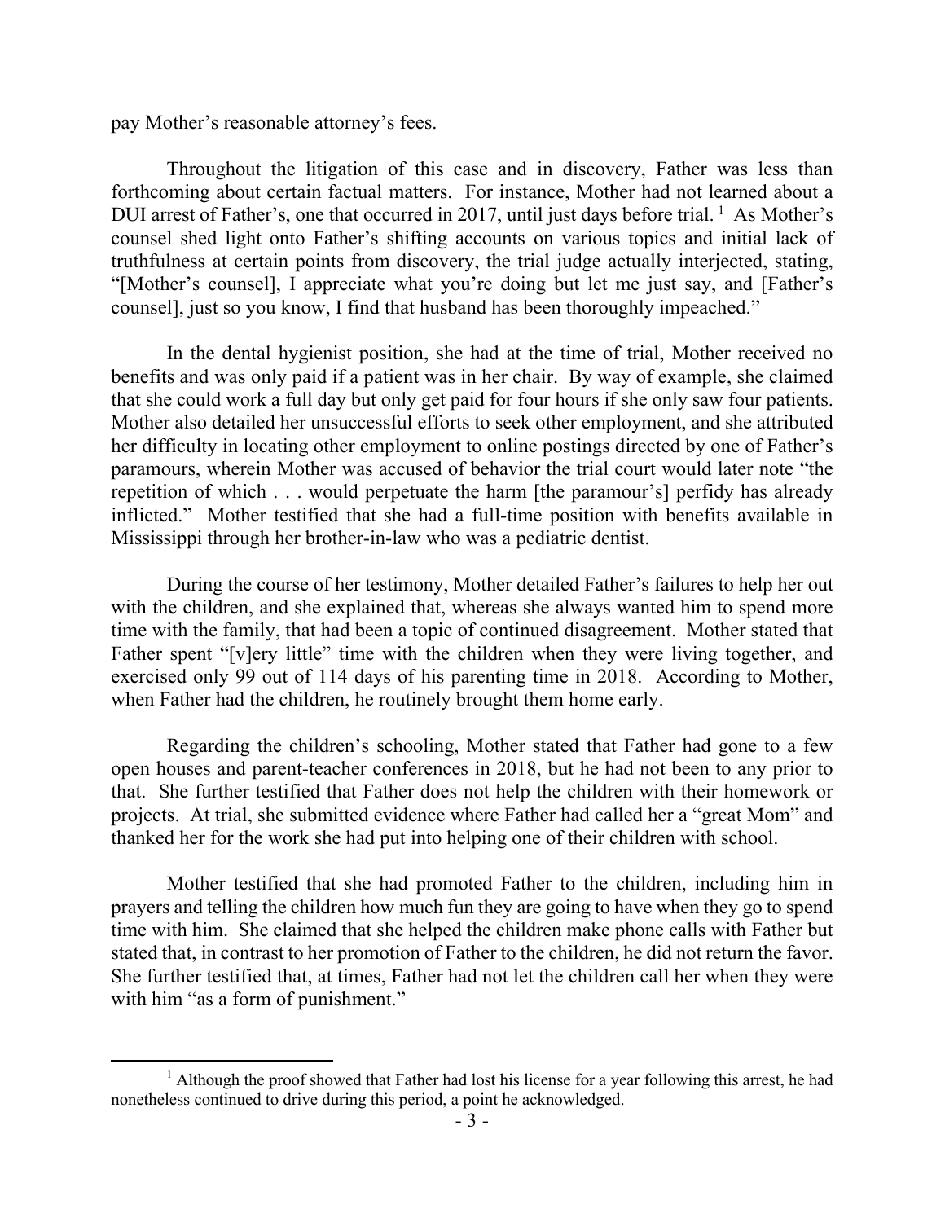pay Mother's reasonable attorney's fees.

Throughout the litigation of this case and in discovery, Father was less than forthcoming about certain factual matters. For instance, Mother had not learned about a DUI arrest of Father's, one that occurred in 2017, until just days before trial.[1] As Mother's counsel shed light onto Father's shifting accounts on various topics and initial lack of truthfulness at certain points from discovery, the trial judge actually interjected, stating, "[Mother's counsel], I appreciate what you're doing but let me just say, and [Father's counsel], just so you know, I find that husband has been thoroughly impeached."

In the dental hygienist position, she had at the time of trial, Mother received no benefits and was only paid if a patient was in her chair. By way of example, she claimed that she could work a full day but only get paid for four hours if she only saw four patients. Mother also detailed her unsuccessful efforts to seek other employment, and she attributed her difficulty in locating other employment to online postings directed by one of Father's paramours, wherein Mother was accused of behavior the trial court would later note "the repetition of which . . . would perpetuate the harm [the paramour's] perfidy has already inflicted." Mother testified that she had a full-time position with benefits available in Mississippi through her brother-in-law who was a pediatric dentist.

During the course of her testimony, Mother detailed Father's failures to help her out with the children, and she explained that, whereas she always wanted him to spend more time with the family, that had been a topic of continued disagreement. Mother stated that Father spent "[v]ery little" time with the children when they were living together, and exercised only 99 out of 114 days of his parenting time in 2018. According to Mother, when Father had the children, he routinely brought them home early.

Regarding the children's schooling, Mother stated that Father had gone to a few open houses and parent-teacher conferences in 2018, but he had not been to any prior to that. She further testified that Father does not help the children with their homework or projects. At trial, she submitted evidence where Father had called her a "great Mom" and thanked her for the work she had put into helping one of their children with school.

Mother testified that she had promoted Father to the children, including him in prayers and telling the children how much fun they are going to have when they go to spend time with him. She claimed that she helped the children make phone calls with Father but stated that, in contrast to her promotion of Father to the children, he did not return the favor. She further testified that, at times, Father had not let the children call her when they were with him "as a form of punishment."

[1] Although the proof showed that Father had lost his license for a year following this arrest, he had nonetheless continued to drive during this period, a point he acknowledged.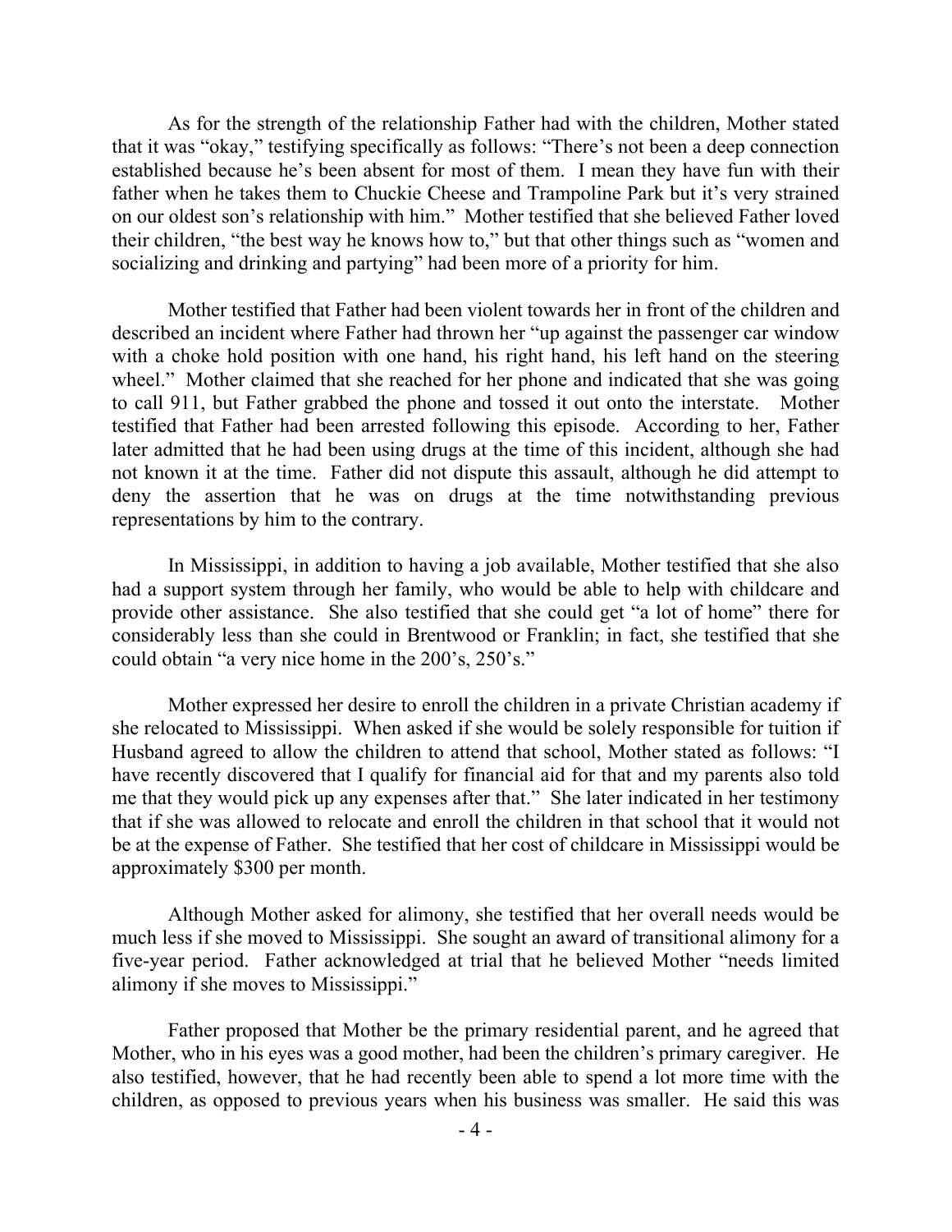As for the strength of the relationship Father had with the children, Mother stated that it was "okay," testifying specifically as follows: "There's not been a deep connection established because he's been absent for most of them. I mean they have fun with their father when he takes them to Chuckie Cheese and Trampoline Park but it's very strained on our oldest son's relationship with him." Mother testified that she believed Father loved their children, "the best way he knows how to," but that other things such as "women and socializing and drinking and partying" had been more of a priority for him.

Mother testified that Father had been violent towards her in front of the children and described an incident where Father had thrown her "up against the passenger car window with a choke hold position with one hand, his right hand, his left hand on the steering wheel." Mother claimed that she reached for her phone and indicated that she was going to call 911, but Father grabbed the phone and tossed it out onto the interstate. Mother testified that Father had been arrested following this episode. According to her, Father later admitted that he had been using drugs at the time of this incident, although she had not known it at the time. Father did not dispute this assault, although he did attempt to deny the assertion that he was on drugs at the time notwithstanding previous representations by him to the contrary.

In Mississippi, in addition to having a job available, Mother testified that she also had a support system through her family, who would be able to help with childcare and provide other assistance. She also testified that she could get "a lot of home" there for considerably less than she could in Brentwood or Franklin; in fact, she testified that she could obtain "a very nice home in the 200's, 250's."

Mother expressed her desire to enroll the children in a private Christian academy if she relocated to Mississippi. When asked if she would be solely responsible for tuition if Husband agreed to allow the children to attend that school, Mother stated as follows: "I have recently discovered that I qualify for financial aid for that and my parents also told me that they would pick up any expenses after that." She later indicated in her testimony that if she was allowed to relocate and enroll the children in that school that it would not be at the expense of Father. She testified that her cost of childcare in Mississippi would be approximately $300 per month.

Although Mother asked for alimony, she testified that her overall needs would be much less if she moved to Mississippi. She sought an award of transitional alimony for a five-year period. Father acknowledged at trial that he believed Mother "needs limited alimony if she moves to Mississippi."

Father proposed that Mother be the primary residential parent, and he agreed that Mother, who in his eyes was a good mother, had been the children's primary caregiver. He also testified, however, that he had recently been able to spend a lot more time with the children, as opposed to previous years when his business was smaller. He said this was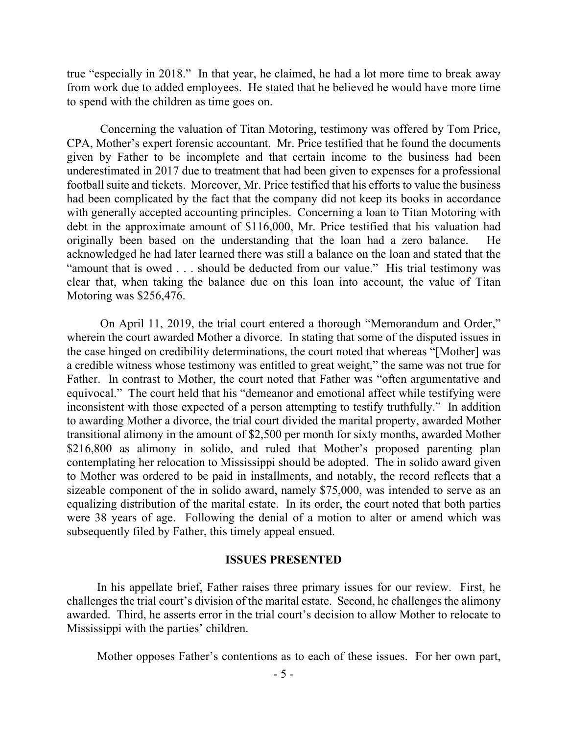true "especially in 2018." In that year, he claimed, he had a lot more time to break away from work due to added employees. He stated that he believed he would have more time to spend with the children as time goes on.

Concerning the valuation of Titan Motoring, testimony was offered by Tom Price, CPA, Mother's expert forensic accountant. Mr. Price testified that he found the documents given by Father to be incomplete and that certain income to the business had been underestimated in 2017 due to treatment that had been given to expenses for a professional football suite and tickets. Moreover, Mr. Price testified that his efforts to value the business had been complicated by the fact that the company did not keep its books in accordance with generally accepted accounting principles. Concerning a loan to Titan Motoring with debt in the approximate amount of $116,000, Mr. Price testified that his valuation had originally been based on the understanding that the loan had a zero balance. He acknowledged he had later learned there was still a balance on the loan and stated that the "amount that is owed . . . should be deducted from our value." His trial testimony was clear that, when taking the balance due on this loan into account, the value of Titan Motoring was $256,476.

On April 11, 2019, the trial court entered a thorough "Memorandum and Order," wherein the court awarded Mother a divorce. In stating that some of the disputed issues in the case hinged on credibility determinations, the court noted that whereas "[Mother] was a credible witness whose testimony was entitled to great weight," the same was not true for Father. In contrast to Mother, the court noted that Father was "often argumentative and equivocal." The court held that his "demeanor and emotional affect while testifying were inconsistent with those expected of a person attempting to testify truthfully." In addition to awarding Mother a divorce, the trial court divided the marital property, awarded Mother transitional alimony in the amount of $2,500 per month for sixty months, awarded Mother $216,800 as alimony in solido, and ruled that Mother's proposed parenting plan contemplating her relocation to Mississippi should be adopted. The in solido award given to Mother was ordered to be paid in installments, and notably, the record reflects that a sizeable component of the in solido award, namely $75,000, was intended to serve as an equalizing distribution of the marital estate. In its order, the court noted that both parties were 38 years of age. Following the denial of a motion to alter or amend which was subsequently filed by Father, this timely appeal ensued.

## ISSUES PRESENTED

In his appellate brief, Father raises three primary issues for our review. First, he challenges the trial court's division of the marital estate. Second, he challenges the alimony awarded. Third, he asserts error in the trial court's decision to allow Mother to relocate to Mississippi with the parties' children.

Mother opposes Father's contentions as to each of these issues. For her own part,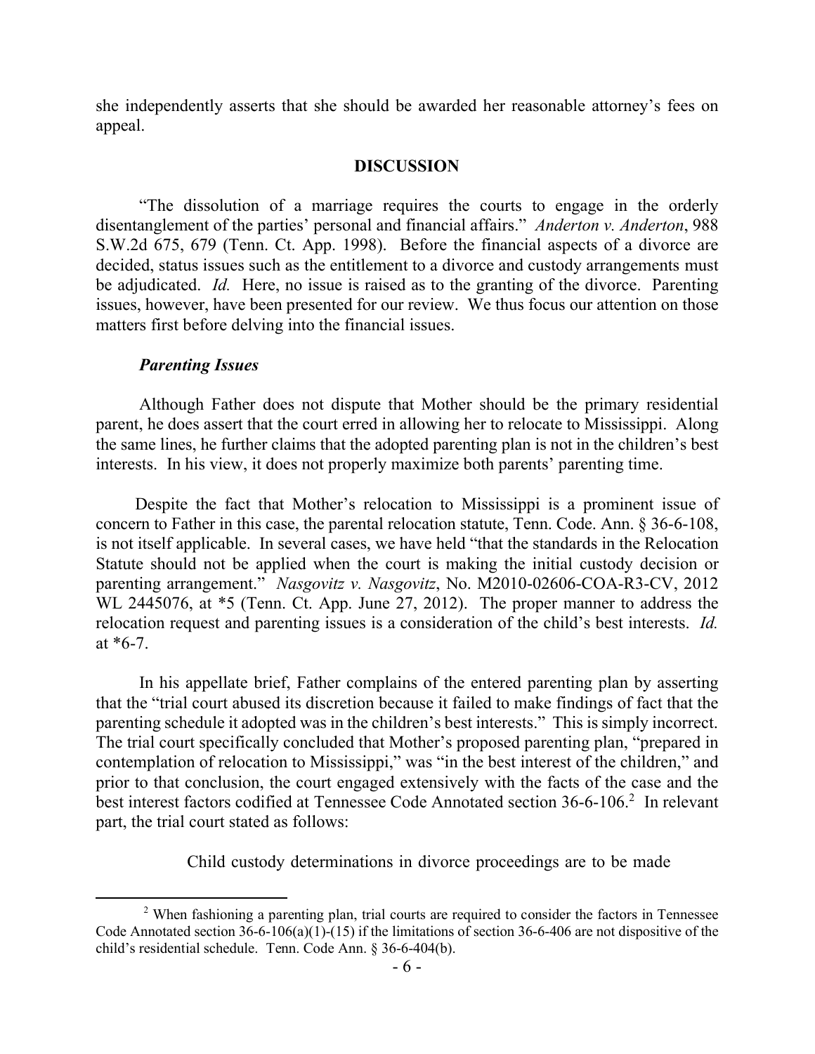she independently asserts that she should be awarded her reasonable attorney's fees on appeal.

## DISCUSSION

"The dissolution of a marriage requires the courts to engage in the orderly disentanglement of the parties' personal and financial affairs." *Anderton v. Anderton*, 988 S.W.2d 675, 679 (Tenn. Ct. App. 1998). Before the financial aspects of a divorce are decided, status issues such as the entitlement to a divorce and custody arrangements must be adjudicated. *Id.* Here, no issue is raised as to the granting of the divorce. Parenting issues, however, have been presented for our review. We thus focus our attention on those matters first before delving into the financial issues.

### *Parenting Issues*

Although Father does not dispute that Mother should be the primary residential parent, he does assert that the court erred in allowing her to relocate to Mississippi. Along the same lines, he further claims that the adopted parenting plan is not in the children's best interests. In his view, it does not properly maximize both parents' parenting time.

Despite the fact that Mother's relocation to Mississippi is a prominent issue of concern to Father in this case, the parental relocation statute, Tenn. Code. Ann. § 36-6-108, is not itself applicable. In several cases, we have held "that the standards in the Relocation Statute should not be applied when the court is making the initial custody decision or parenting arrangement." *Nasgovitz v. Nasgovitz*, No. M2010-02606-COA-R3-CV, 2012 WL 2445076, at *5 (Tenn. Ct. App. June 27, 2012). The proper manner to address the relocation request and parenting issues is a consideration of the child's best interests. *Id.* at *6-7.

In his appellate brief, Father complains of the entered parenting plan by asserting that the "trial court abused its discretion because it failed to make findings of fact that the parenting schedule it adopted was in the children's best interests." This is simply incorrect. The trial court specifically concluded that Mother's proposed parenting plan, "prepared in contemplation of relocation to Mississippi," was "in the best interest of the children," and prior to that conclusion, the court engaged extensively with the facts of the case and the best interest factors codified at Tennessee Code Annotated section 36-6-106.[2] In relevant part, the trial court stated as follows:

> Child custody determinations in divorce proceedings are to be made

[2] When fashioning a parenting plan, trial courts are required to consider the factors in Tennessee Code Annotated section 36-6-106(a)(1)-(15) if the limitations of section 36-6-406 are not dispositive of the child's residential schedule. Tenn. Code Ann. § 36-6-404(b).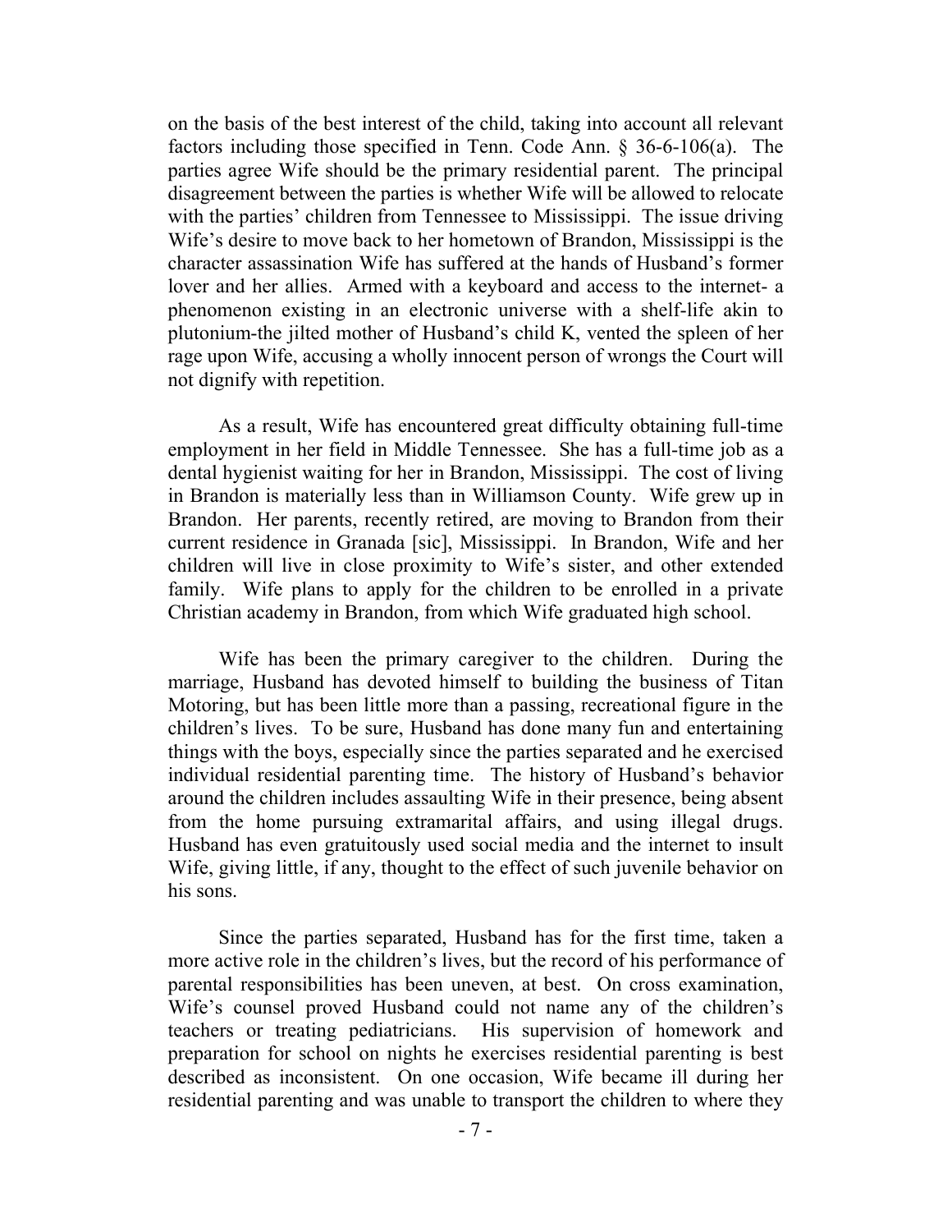on the basis of the best interest of the child, taking into account all relevant factors including those specified in Tenn. Code Ann. § 36-6-106(a). The parties agree Wife should be the primary residential parent. The principal disagreement between the parties is whether Wife will be allowed to relocate with the parties' children from Tennessee to Mississippi. The issue driving Wife's desire to move back to her hometown of Brandon, Mississippi is the character assassination Wife has suffered at the hands of Husband's former lover and her allies. Armed with a keyboard and access to the internet- a phenomenon existing in an electronic universe with a shelf-life akin to plutonium-the jilted mother of Husband's child K, vented the spleen of her rage upon Wife, accusing a wholly innocent person of wrongs the Court will not dignify with repetition.

As a result, Wife has encountered great difficulty obtaining full-time employment in her field in Middle Tennessee. She has a full-time job as a dental hygienist waiting for her in Brandon, Mississippi. The cost of living in Brandon is materially less than in Williamson County. Wife grew up in Brandon. Her parents, recently retired, are moving to Brandon from their current residence in Granada [sic], Mississippi. In Brandon, Wife and her children will live in close proximity to Wife's sister, and other extended family. Wife plans to apply for the children to be enrolled in a private Christian academy in Brandon, from which Wife graduated high school.

Wife has been the primary caregiver to the children. During the marriage, Husband has devoted himself to building the business of Titan Motoring, but has been little more than a passing, recreational figure in the children's lives. To be sure, Husband has done many fun and entertaining things with the boys, especially since the parties separated and he exercised individual residential parenting time. The history of Husband's behavior around the children includes assaulting Wife in their presence, being absent from the home pursuing extramarital affairs, and using illegal drugs. Husband has even gratuitously used social media and the internet to insult Wife, giving little, if any, thought to the effect of such juvenile behavior on his sons.

Since the parties separated, Husband has for the first time, taken a more active role in the children's lives, but the record of his performance of parental responsibilities has been uneven, at best. On cross examination, Wife's counsel proved Husband could not name any of the children's teachers or treating pediatricians. His supervision of homework and preparation for school on nights he exercises residential parenting is best described as inconsistent. On one occasion, Wife became ill during her residential parenting and was unable to transport the children to where they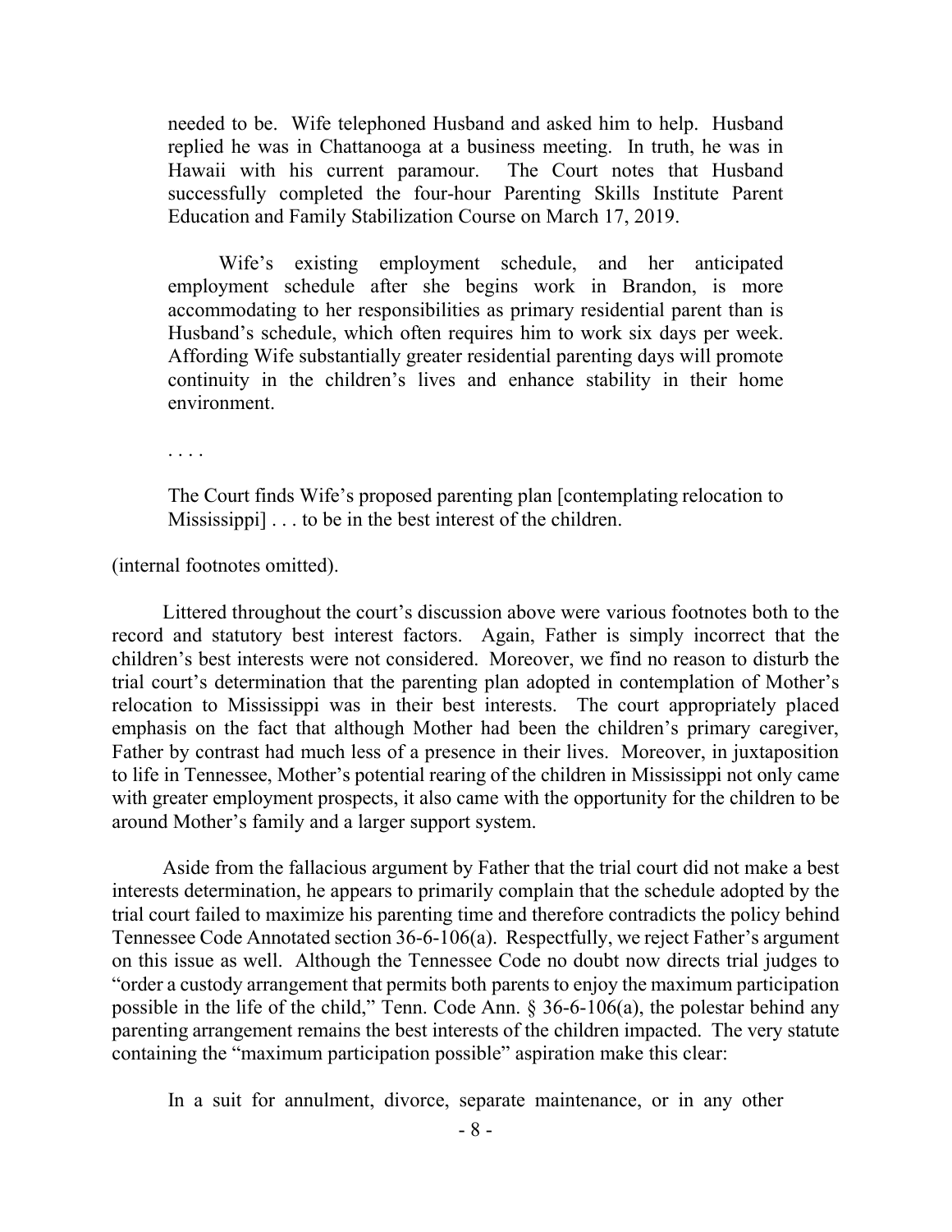> needed to be. Wife telephoned Husband and asked him to help. Husband replied he was in Chattanooga at a business meeting. In truth, he was in Hawaii with his current paramour. The Court notes that Husband successfully completed the four-hour Parenting Skills Institute Parent Education and Family Stabilization Course on March 17, 2019.
>
> Wife's existing employment schedule, and her anticipated employment schedule after she begins work in Brandon, is more accommodating to her responsibilities as primary residential parent than is Husband's schedule, which often requires him to work six days per week. Affording Wife substantially greater residential parenting days will promote continuity in the children's lives and enhance stability in their home environment.
>
> . . . .
>
> The Court finds Wife's proposed parenting plan [contemplating relocation to Mississippi] . . . to be in the best interest of the children.

(internal footnotes omitted).

Littered throughout the court's discussion above were various footnotes both to the record and statutory best interest factors. Again, Father is simply incorrect that the children's best interests were not considered. Moreover, we find no reason to disturb the trial court's determination that the parenting plan adopted in contemplation of Mother's relocation to Mississippi was in their best interests. The court appropriately placed emphasis on the fact that although Mother had been the children's primary caregiver, Father by contrast had much less of a presence in their lives. Moreover, in juxtaposition to life in Tennessee, Mother's potential rearing of the children in Mississippi not only came with greater employment prospects, it also came with the opportunity for the children to be around Mother's family and a larger support system.

Aside from the fallacious argument by Father that the trial court did not make a best interests determination, he appears to primarily complain that the schedule adopted by the trial court failed to maximize his parenting time and therefore contradicts the policy behind Tennessee Code Annotated section 36-6-106(a). Respectfully, we reject Father's argument on this issue as well. Although the Tennessee Code no doubt now directs trial judges to "order a custody arrangement that permits both parents to enjoy the maximum participation possible in the life of the child," Tenn. Code Ann. § 36-6-106(a), the polestar behind any parenting arrangement remains the best interests of the children impacted. The very statute containing the "maximum participation possible" aspiration make this clear:

> In a suit for annulment, divorce, separate maintenance, or in any other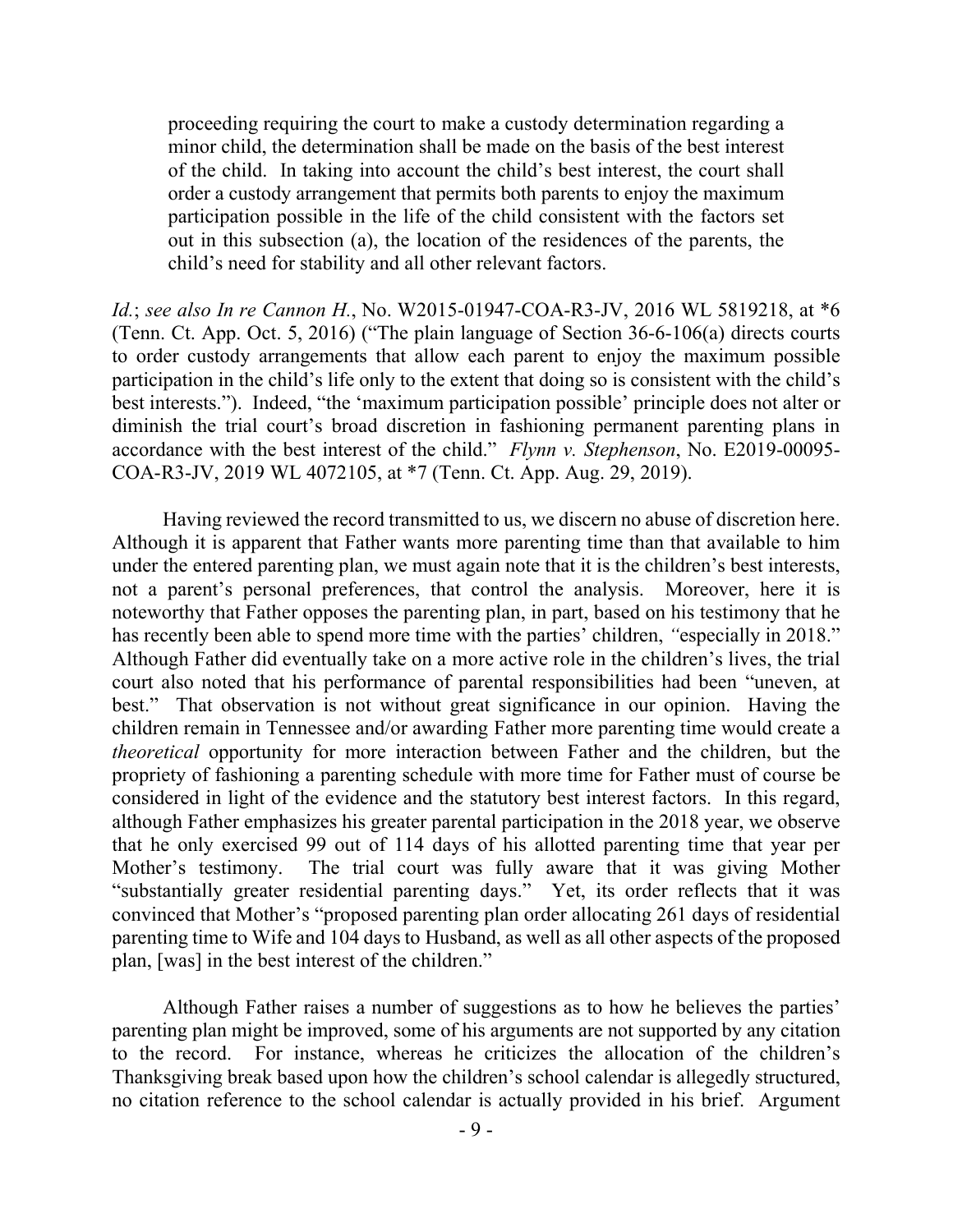> proceeding requiring the court to make a custody determination regarding a minor child, the determination shall be made on the basis of the best interest of the child. In taking into account the child's best interest, the court shall order a custody arrangement that permits both parents to enjoy the maximum participation possible in the life of the child consistent with the factors set out in this subsection (a), the location of the residences of the parents, the child's need for stability and all other relevant factors.

*Id.*; *see also In re Cannon H.*, No. W2015-01947-COA-R3-JV, 2016 WL 5819218, at *6 (Tenn. Ct. App. Oct. 5, 2016) ("The plain language of Section 36-6-106(a) directs courts to order custody arrangements that allow each parent to enjoy the maximum possible participation in the child's life only to the extent that doing so is consistent with the child's best interests."). Indeed, "the 'maximum participation possible' principle does not alter or diminish the trial court's broad discretion in fashioning permanent parenting plans in accordance with the best interest of the child." *Flynn v. Stephenson*, No. E2019-00095-COA-R3-JV, 2019 WL 4072105, at *7 (Tenn. Ct. App. Aug. 29, 2019).

Having reviewed the record transmitted to us, we discern no abuse of discretion here. Although it is apparent that Father wants more parenting time than that available to him under the entered parenting plan, we must again note that it is the children's best interests, not a parent's personal preferences, that control the analysis. Moreover, here it is noteworthy that Father opposes the parenting plan, in part, based on his testimony that he has recently been able to spend more time with the parties' children, "especially in 2018." Although Father did eventually take on a more active role in the children's lives, the trial court also noted that his performance of parental responsibilities had been "uneven, at best." That observation is not without great significance in our opinion. Having the children remain in Tennessee and/or awarding Father more parenting time would create a *theoretical* opportunity for more interaction between Father and the children, but the propriety of fashioning a parenting schedule with more time for Father must of course be considered in light of the evidence and the statutory best interest factors. In this regard, although Father emphasizes his greater parental participation in the 2018 year, we observe that he only exercised 99 out of 114 days of his allotted parenting time that year per Mother's testimony. The trial court was fully aware that it was giving Mother "substantially greater residential parenting days." Yet, its order reflects that it was convinced that Mother's "proposed parenting plan order allocating 261 days of residential parenting time to Wife and 104 days to Husband, as well as all other aspects of the proposed plan, [was] in the best interest of the children."

Although Father raises a number of suggestions as to how he believes the parties' parenting plan might be improved, some of his arguments are not supported by any citation to the record. For instance, whereas he criticizes the allocation of the children's Thanksgiving break based upon how the children's school calendar is allegedly structured, no citation reference to the school calendar is actually provided in his brief. Argument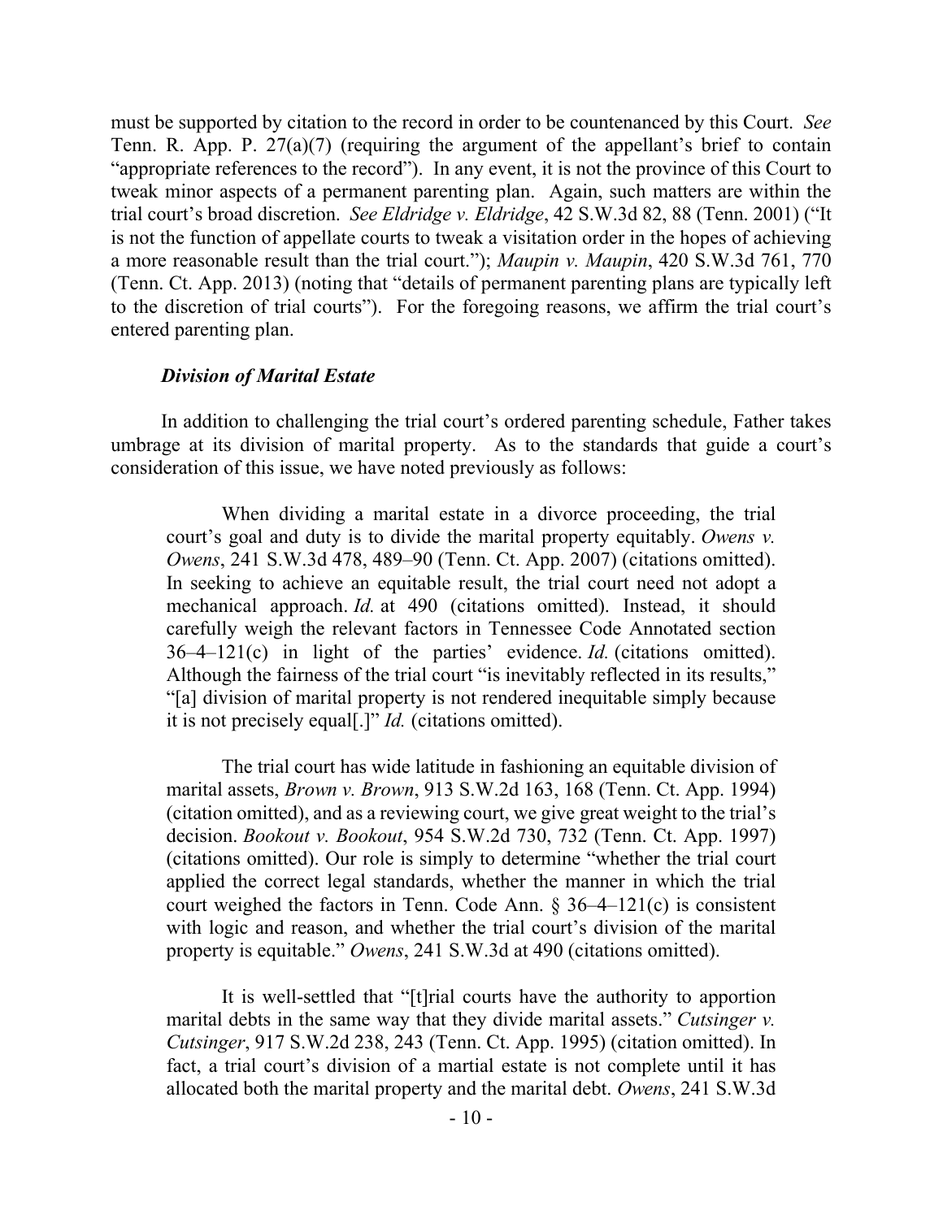must be supported by citation to the record in order to be countenanced by this Court. *See* Tenn. R. App. P. 27(a)(7) (requiring the argument of the appellant's brief to contain "appropriate references to the record"). In any event, it is not the province of this Court to tweak minor aspects of a permanent parenting plan. Again, such matters are within the trial court's broad discretion. *See Eldridge v. Eldridge*, 42 S.W.3d 82, 88 (Tenn. 2001) ("It is not the function of appellate courts to tweak a visitation order in the hopes of achieving a more reasonable result than the trial court."); *Maupin v. Maupin*, 420 S.W.3d 761, 770 (Tenn. Ct. App. 2013) (noting that "details of permanent parenting plans are typically left to the discretion of trial courts"). For the foregoing reasons, we affirm the trial court's entered parenting plan.

***Division of Marital Estate***

In addition to challenging the trial court's ordered parenting schedule, Father takes umbrage at its division of marital property. As to the standards that guide a court's consideration of this issue, we have noted previously as follows:

> When dividing a marital estate in a divorce proceeding, the trial court's goal and duty is to divide the marital property equitably. *Owens v. Owens*, 241 S.W.3d 478, 489–90 (Tenn. Ct. App. 2007) (citations omitted). In seeking to achieve an equitable result, the trial court need not adopt a mechanical approach. *Id.* at 490 (citations omitted). Instead, it should carefully weigh the relevant factors in Tennessee Code Annotated section 36–4–121(c) in light of the parties' evidence. *Id.* (citations omitted). Although the fairness of the trial court "is inevitably reflected in its results," "[a] division of marital property is not rendered inequitable simply because it is not precisely equal[.]" *Id.* (citations omitted).
>
> The trial court has wide latitude in fashioning an equitable division of marital assets, *Brown v. Brown*, 913 S.W.2d 163, 168 (Tenn. Ct. App. 1994) (citation omitted), and as a reviewing court, we give great weight to the trial's decision. *Bookout v. Bookout*, 954 S.W.2d 730, 732 (Tenn. Ct. App. 1997) (citations omitted). Our role is simply to determine "whether the trial court applied the correct legal standards, whether the manner in which the trial court weighed the factors in Tenn. Code Ann. § 36–4–121(c) is consistent with logic and reason, and whether the trial court's division of the marital property is equitable." *Owens*, 241 S.W.3d at 490 (citations omitted).
>
> It is well-settled that "[t]rial courts have the authority to apportion marital debts in the same way that they divide marital assets." *Cutsinger v. Cutsinger*, 917 S.W.2d 238, 243 (Tenn. Ct. App. 1995) (citation omitted). In fact, a trial court's division of a martial estate is not complete until it has allocated both the marital property and the marital debt. *Owens*, 241 S.W.3d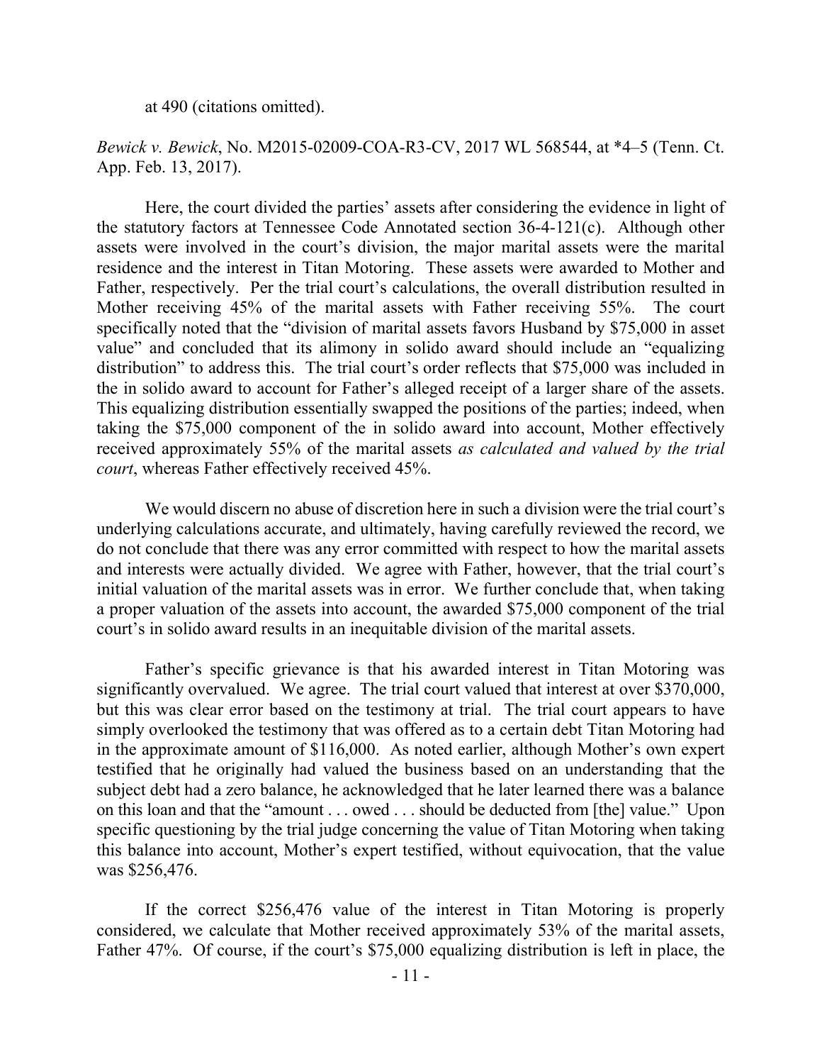at 490 (citations omitted).

*Bewick v. Bewick*, No. M2015-02009-COA-R3-CV, 2017 WL 568544, at *4–5 (Tenn. Ct. App. Feb. 13, 2017).

Here, the court divided the parties' assets after considering the evidence in light of the statutory factors at Tennessee Code Annotated section 36-4-121(c). Although other assets were involved in the court's division, the major marital assets were the marital residence and the interest in Titan Motoring. These assets were awarded to Mother and Father, respectively. Per the trial court's calculations, the overall distribution resulted in Mother receiving 45% of the marital assets with Father receiving 55%. The court specifically noted that the "division of marital assets favors Husband by $75,000 in asset value" and concluded that its alimony in solido award should include an "equalizing distribution" to address this. The trial court's order reflects that $75,000 was included in the in solido award to account for Father's alleged receipt of a larger share of the assets. This equalizing distribution essentially swapped the positions of the parties; indeed, when taking the $75,000 component of the in solido award into account, Mother effectively received approximately 55% of the marital assets *as calculated and valued by the trial court*, whereas Father effectively received 45%.

We would discern no abuse of discretion here in such a division were the trial court's underlying calculations accurate, and ultimately, having carefully reviewed the record, we do not conclude that there was any error committed with respect to how the marital assets and interests were actually divided. We agree with Father, however, that the trial court's initial valuation of the marital assets was in error. We further conclude that, when taking a proper valuation of the assets into account, the awarded $75,000 component of the trial court's in solido award results in an inequitable division of the marital assets.

Father's specific grievance is that his awarded interest in Titan Motoring was significantly overvalued. We agree. The trial court valued that interest at over $370,000, but this was clear error based on the testimony at trial. The trial court appears to have simply overlooked the testimony that was offered as to a certain debt Titan Motoring had in the approximate amount of $116,000. As noted earlier, although Mother's own expert testified that he originally had valued the business based on an understanding that the subject debt had a zero balance, he acknowledged that he later learned there was a balance on this loan and that the "amount . . . owed . . . should be deducted from [the] value." Upon specific questioning by the trial judge concerning the value of Titan Motoring when taking this balance into account, Mother's expert testified, without equivocation, that the value was $256,476.

If the correct $256,476 value of the interest in Titan Motoring is properly considered, we calculate that Mother received approximately 53% of the marital assets, Father 47%. Of course, if the court's $75,000 equalizing distribution is left in place, the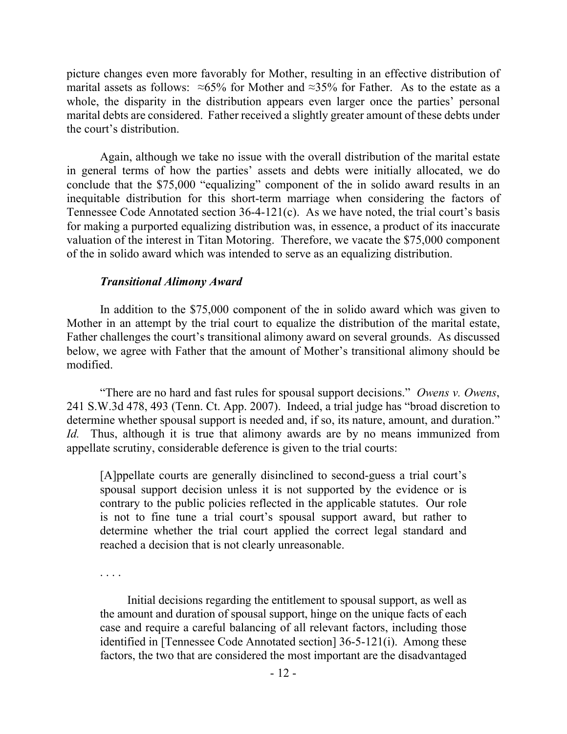picture changes even more favorably for Mother, resulting in an effective distribution of marital assets as follows: ≈65% for Mother and ≈35% for Father. As to the estate as a whole, the disparity in the distribution appears even larger once the parties' personal marital debts are considered. Father received a slightly greater amount of these debts under the court's distribution.

Again, although we take no issue with the overall distribution of the marital estate in general terms of how the parties' assets and debts were initially allocated, we do conclude that the $75,000 "equalizing" component of the in solido award results in an inequitable distribution for this short-term marriage when considering the factors of Tennessee Code Annotated section 36-4-121(c). As we have noted, the trial court's basis for making a purported equalizing distribution was, in essence, a product of its inaccurate valuation of the interest in Titan Motoring. Therefore, we vacate the $75,000 component of the in solido award which was intended to serve as an equalizing distribution.

***Transitional Alimony Award***

In addition to the $75,000 component of the in solido award which was given to Mother in an attempt by the trial court to equalize the distribution of the marital estate, Father challenges the court's transitional alimony award on several grounds. As discussed below, we agree with Father that the amount of Mother's transitional alimony should be modified.

"There are no hard and fast rules for spousal support decisions." *Owens v. Owens*, 241 S.W.3d 478, 493 (Tenn. Ct. App. 2007). Indeed, a trial judge has "broad discretion to determine whether spousal support is needed and, if so, its nature, amount, and duration." *Id.* Thus, although it is true that alimony awards are by no means immunized from appellate scrutiny, considerable deference is given to the trial courts:

> [A]ppellate courts are generally disinclined to second-guess a trial court's spousal support decision unless it is not supported by the evidence or is contrary to the public policies reflected in the applicable statutes. Our role is not to fine tune a trial court's spousal support award, but rather to determine whether the trial court applied the correct legal standard and reached a decision that is not clearly unreasonable.
>
> . . . .
>
> Initial decisions regarding the entitlement to spousal support, as well as the amount and duration of spousal support, hinge on the unique facts of each case and require a careful balancing of all relevant factors, including those identified in [Tennessee Code Annotated section] 36-5-121(i). Among these factors, the two that are considered the most important are the disadvantaged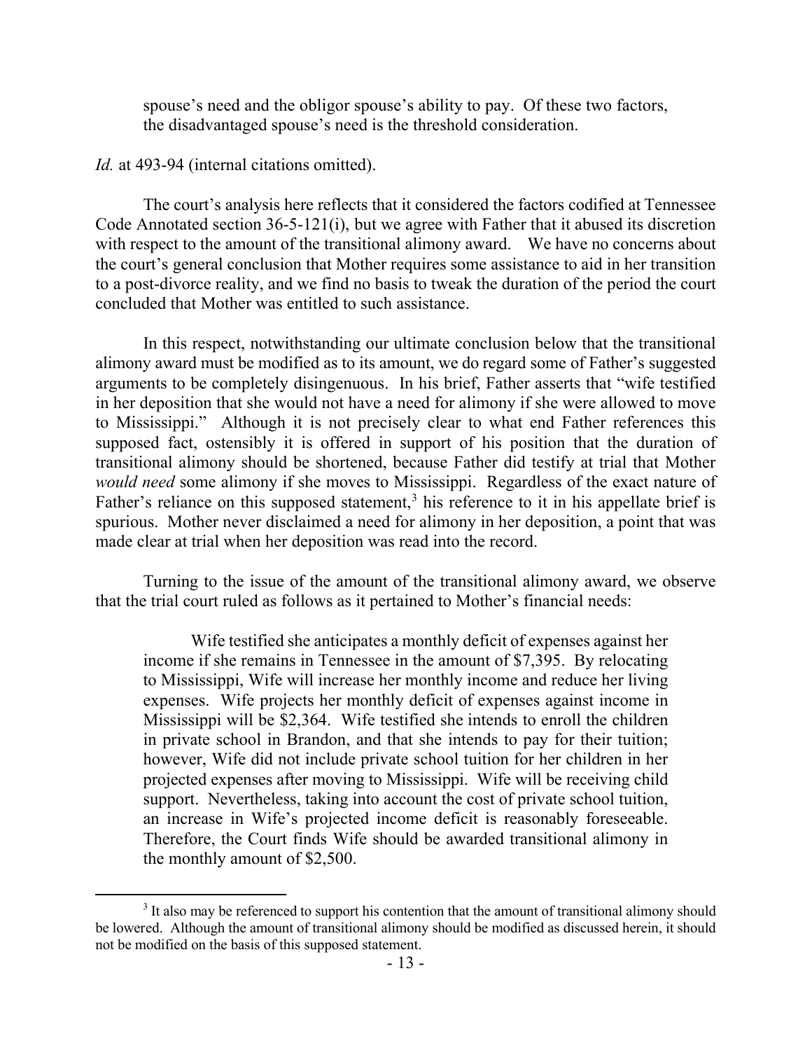spouse's need and the obligor spouse's ability to pay. Of these two factors, the disadvantaged spouse's need is the threshold consideration.

*Id.* at 493-94 (internal citations omitted).

The court's analysis here reflects that it considered the factors codified at Tennessee Code Annotated section 36-5-121(i), but we agree with Father that it abused its discretion with respect to the amount of the transitional alimony award. We have no concerns about the court's general conclusion that Mother requires some assistance to aid in her transition to a post-divorce reality, and we find no basis to tweak the duration of the period the court concluded that Mother was entitled to such assistance.

In this respect, notwithstanding our ultimate conclusion below that the transitional alimony award must be modified as to its amount, we do regard some of Father's suggested arguments to be completely disingenuous. In his brief, Father asserts that "wife testified in her deposition that she would not have a need for alimony if she were allowed to move to Mississippi." Although it is not precisely clear to what end Father references this supposed fact, ostensibly it is offered in support of his position that the duration of transitional alimony should be shortened, because Father did testify at trial that Mother *would need* some alimony if she moves to Mississippi. Regardless of the exact nature of Father's reliance on this supposed statement,[3] his reference to it in his appellate brief is spurious. Mother never disclaimed a need for alimony in her deposition, a point that was made clear at trial when her deposition was read into the record.

Turning to the issue of the amount of the transitional alimony award, we observe that the trial court ruled as follows as it pertained to Mother's financial needs:

> Wife testified she anticipates a monthly deficit of expenses against her income if she remains in Tennessee in the amount of $7,395. By relocating to Mississippi, Wife will increase her monthly income and reduce her living expenses. Wife projects her monthly deficit of expenses against income in Mississippi will be $2,364. Wife testified she intends to enroll the children in private school in Brandon, and that she intends to pay for their tuition; however, Wife did not include private school tuition for her children in her projected expenses after moving to Mississippi. Wife will be receiving child support. Nevertheless, taking into account the cost of private school tuition, an increase in Wife's projected income deficit is reasonably foreseeable. Therefore, the Court finds Wife should be awarded transitional alimony in the monthly amount of $2,500.

---

[3] It also may be referenced to support his contention that the amount of transitional alimony should be lowered. Although the amount of transitional alimony should be modified as discussed herein, it should not be modified on the basis of this supposed statement.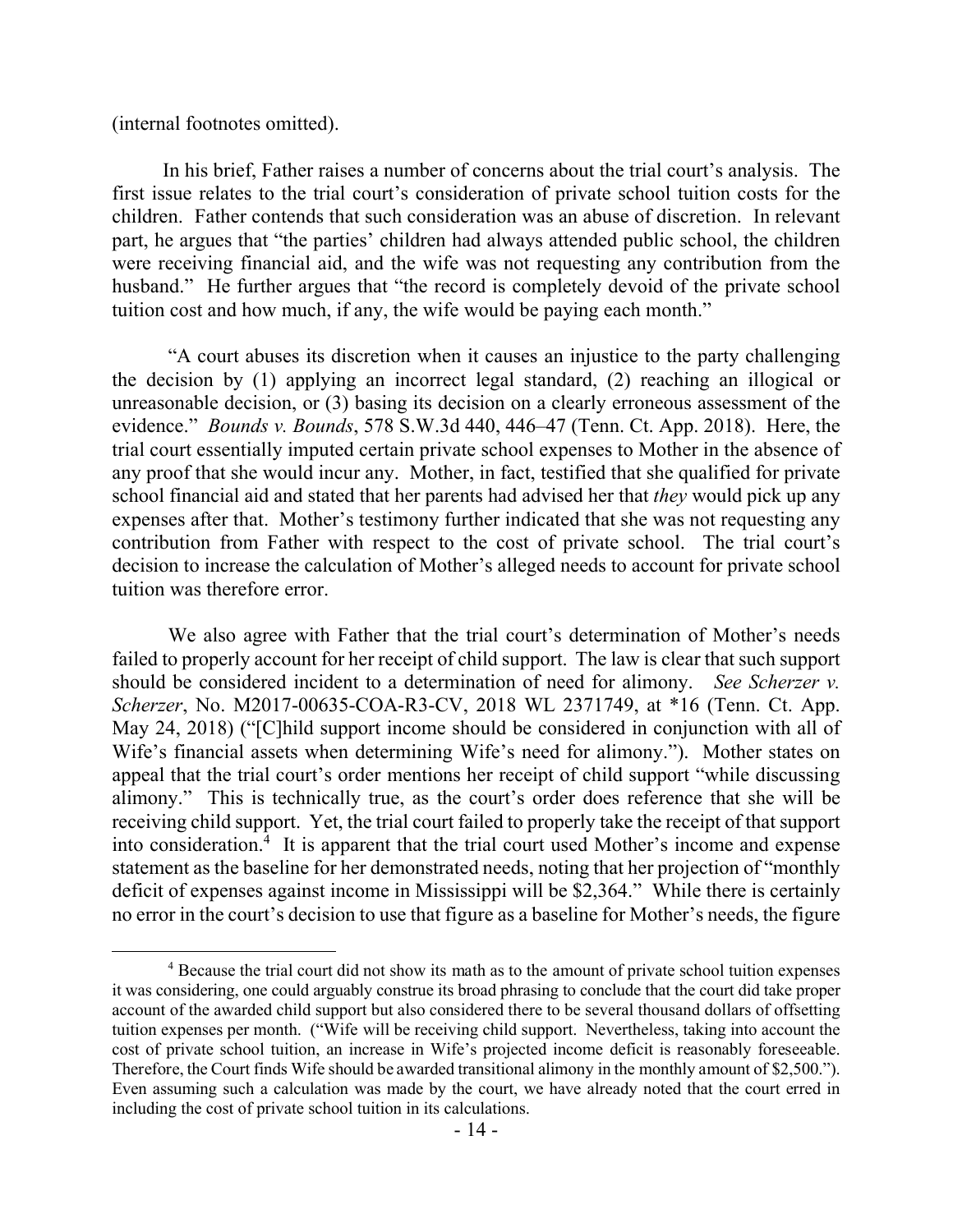(internal footnotes omitted).

In his brief, Father raises a number of concerns about the trial court's analysis. The first issue relates to the trial court's consideration of private school tuition costs for the children. Father contends that such consideration was an abuse of discretion. In relevant part, he argues that "the parties' children had always attended public school, the children were receiving financial aid, and the wife was not requesting any contribution from the husband." He further argues that "the record is completely devoid of the private school tuition cost and how much, if any, the wife would be paying each month."

"A court abuses its discretion when it causes an injustice to the party challenging the decision by (1) applying an incorrect legal standard, (2) reaching an illogical or unreasonable decision, or (3) basing its decision on a clearly erroneous assessment of the evidence." *Bounds v. Bounds*, 578 S.W.3d 440, 446–47 (Tenn. Ct. App. 2018). Here, the trial court essentially imputed certain private school expenses to Mother in the absence of any proof that she would incur any. Mother, in fact, testified that she qualified for private school financial aid and stated that her parents had advised her that *they* would pick up any expenses after that. Mother's testimony further indicated that she was not requesting any contribution from Father with respect to the cost of private school. The trial court's decision to increase the calculation of Mother's alleged needs to account for private school tuition was therefore error.

We also agree with Father that the trial court's determination of Mother's needs failed to properly account for her receipt of child support. The law is clear that such support should be considered incident to a determination of need for alimony. *See Scherzer v. Scherzer*, No. M2017-00635-COA-R3-CV, 2018 WL 2371749, at *16 (Tenn. Ct. App. May 24, 2018) ("[C]hild support income should be considered in conjunction with all of Wife's financial assets when determining Wife's need for alimony."). Mother states on appeal that the trial court's order mentions her receipt of child support "while discussing alimony." This is technically true, as the court's order does reference that she will be receiving child support. Yet, the trial court failed to properly take the receipt of that support into consideration.[4] It is apparent that the trial court used Mother's income and expense statement as the baseline for her demonstrated needs, noting that her projection of "monthly deficit of expenses against income in Mississippi will be $2,364." While there is certainly no error in the court's decision to use that figure as a baseline for Mother's needs, the figure

---

[4] Because the trial court did not show its math as to the amount of private school tuition expenses it was considering, one could arguably construe its broad phrasing to conclude that the court did take proper account of the awarded child support but also considered there to be several thousand dollars of offsetting tuition expenses per month. ("Wife will be receiving child support. Nevertheless, taking into account the cost of private school tuition, an increase in Wife's projected income deficit is reasonably foreseeable. Therefore, the Court finds Wife should be awarded transitional alimony in the monthly amount of $2,500."). Even assuming such a calculation was made by the court, we have already noted that the court erred in including the cost of private school tuition in its calculations.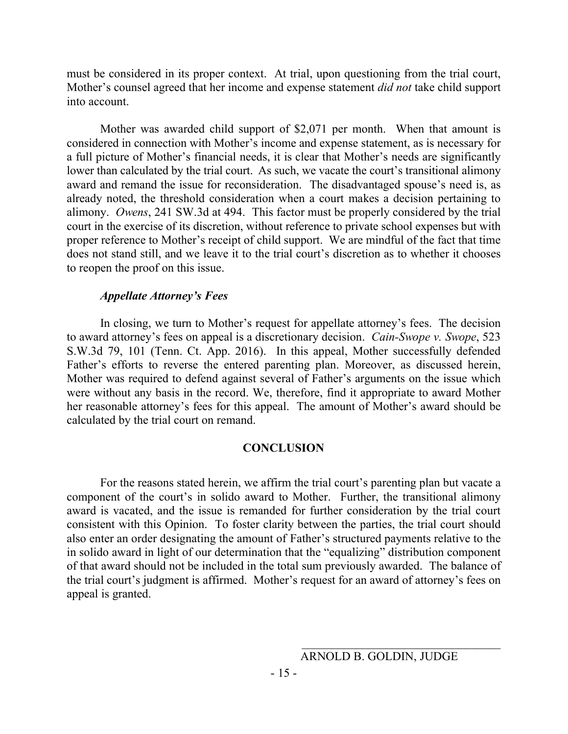must be considered in its proper context. At trial, upon questioning from the trial court, Mother's counsel agreed that her income and expense statement *did not* take child support into account.

Mother was awarded child support of $2,071 per month. When that amount is considered in connection with Mother's income and expense statement, as is necessary for a full picture of Mother's financial needs, it is clear that Mother's needs are significantly lower than calculated by the trial court. As such, we vacate the court's transitional alimony award and remand the issue for reconsideration. The disadvantaged spouse's need is, as already noted, the threshold consideration when a court makes a decision pertaining to alimony. *Owens*, 241 SW.3d at 494. This factor must be properly considered by the trial court in the exercise of its discretion, without reference to private school expenses but with proper reference to Mother's receipt of child support. We are mindful of the fact that time does not stand still, and we leave it to the trial court's discretion as to whether it chooses to reopen the proof on this issue.

***Appellate Attorney's Fees***

In closing, we turn to Mother's request for appellate attorney's fees. The decision to award attorney's fees on appeal is a discretionary decision. *Cain-Swope v. Swope*, 523 S.W.3d 79, 101 (Tenn. Ct. App. 2016). In this appeal, Mother successfully defended Father's efforts to reverse the entered parenting plan. Moreover, as discussed herein, Mother was required to defend against several of Father's arguments on the issue which were without any basis in the record. We, therefore, find it appropriate to award Mother her reasonable attorney's fees for this appeal. The amount of Mother's award should be calculated by the trial court on remand.

## CONCLUSION

For the reasons stated herein, we affirm the trial court's parenting plan but vacate a component of the court's in solido award to Mother. Further, the transitional alimony award is vacated, and the issue is remanded for further consideration by the trial court consistent with this Opinion. To foster clarity between the parties, the trial court should also enter an order designating the amount of Father's structured payments relative to the in solido award in light of our determination that the "equalizing" distribution component of that award should not be included in the total sum previously awarded. The balance of the trial court's judgment is affirmed. Mother's request for an award of attorney's fees on appeal is granted.

ARNOLD B. GOLDIN, JUDGE